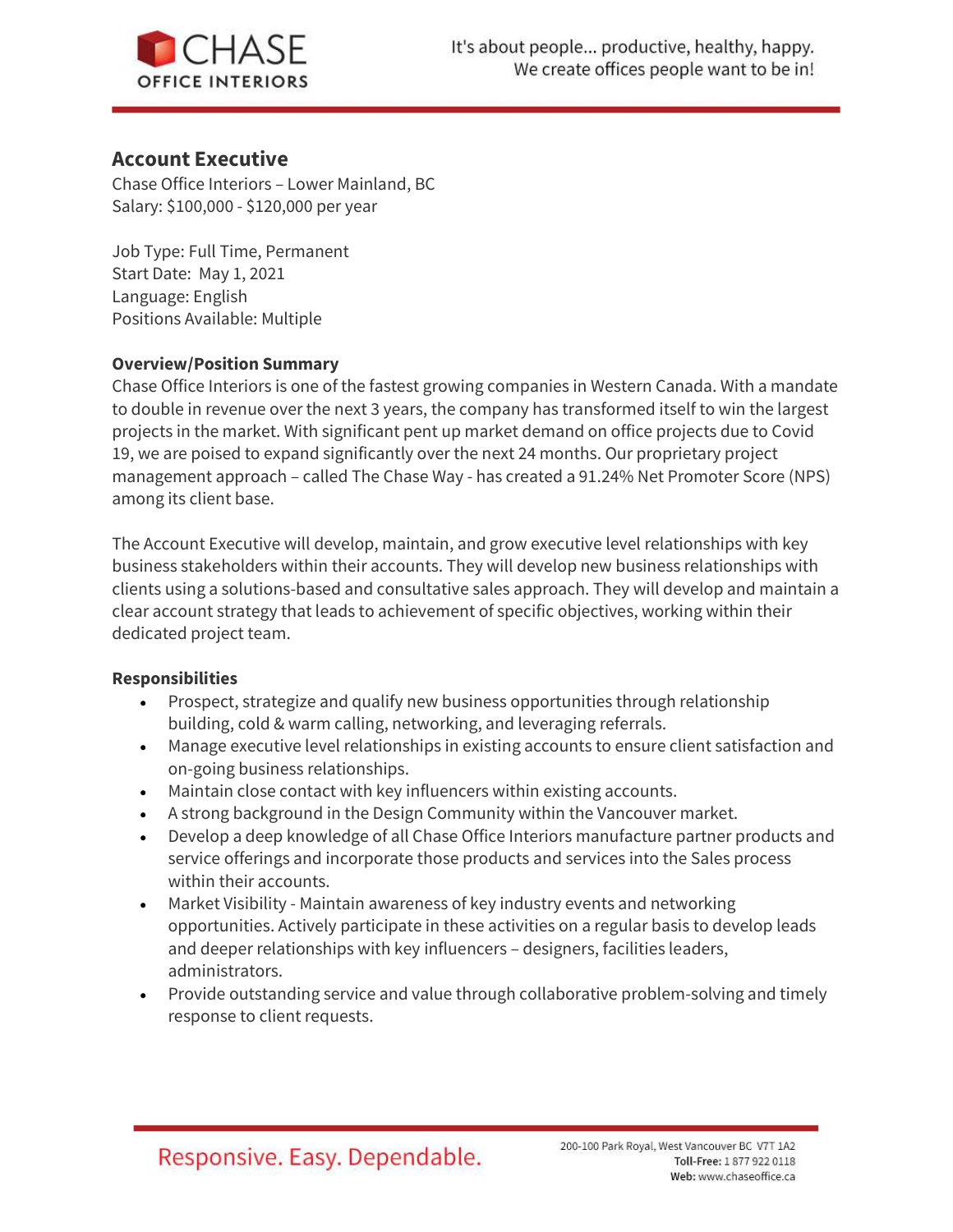## Account Executive

Chase Office Interiors – Lower Mainland, BC
Salary: $100,000 - $120,000 per year

Job Type: Full Time, Permanent
Start Date: May 1, 2021
Language: English
Positions Available: Multiple

**Overview/Position Summary**

Chase Office Interiors is one of the fastest growing companies in Western Canada. With a mandate to double in revenue over the next 3 years, the company has transformed itself to win the largest projects in the market. With significant pent up market demand on office projects due to Covid 19, we are poised to expand significantly over the next 24 months. Our proprietary project management approach – called The Chase Way - has created a 91.24% Net Promoter Score (NPS) among its client base.

The Account Executive will develop, maintain, and grow executive level relationships with key business stakeholders within their accounts. They will develop new business relationships with clients using a solutions-based and consultative sales approach. They will develop and maintain a clear account strategy that leads to achievement of specific objectives, working within their dedicated project team.

**Responsibilities**

- Prospect, strategize and qualify new business opportunities through relationship building, cold & warm calling, networking, and leveraging referrals.
- Manage executive level relationships in existing accounts to ensure client satisfaction and on-going business relationships.
- Maintain close contact with key influencers within existing accounts.
- A strong background in the Design Community within the Vancouver market.
- Develop a deep knowledge of all Chase Office Interiors manufacture partner products and service offerings and incorporate those products and services into the Sales process within their accounts.
- Market Visibility - Maintain awareness of key industry events and networking opportunities. Actively participate in these activities on a regular basis to develop leads and deeper relationships with key influencers – designers, facilities leaders, administrators.
- Provide outstanding service and value through collaborative problem-solving and timely response to client requests.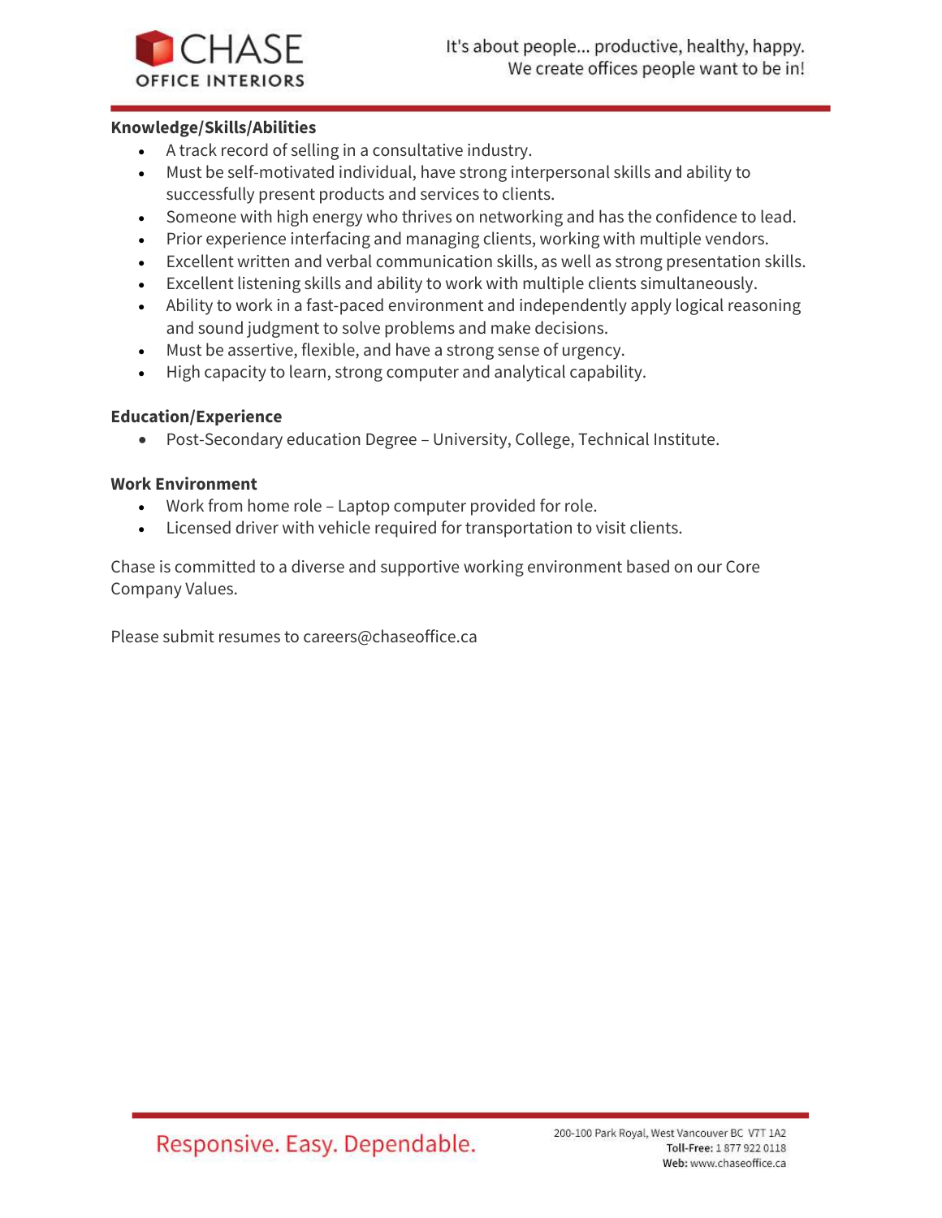**Knowledge/Skills/Abilities**

- A track record of selling in a consultative industry.
- Must be self-motivated individual, have strong interpersonal skills and ability to successfully present products and services to clients.
- Someone with high energy who thrives on networking and has the confidence to lead.
- Prior experience interfacing and managing clients, working with multiple vendors.
- Excellent written and verbal communication skills, as well as strong presentation skills.
- Excellent listening skills and ability to work with multiple clients simultaneously.
- Ability to work in a fast-paced environment and independently apply logical reasoning and sound judgment to solve problems and make decisions.
- Must be assertive, flexible, and have a strong sense of urgency.
- High capacity to learn, strong computer and analytical capability.

**Education/Experience**

- Post-Secondary education Degree – University, College, Technical Institute.

**Work Environment**

- Work from home role – Laptop computer provided for role.
- Licensed driver with vehicle required for transportation to visit clients.

Chase is committed to a diverse and supportive working environment based on our Core Company Values.

Please submit resumes to careers@chaseoffice.ca